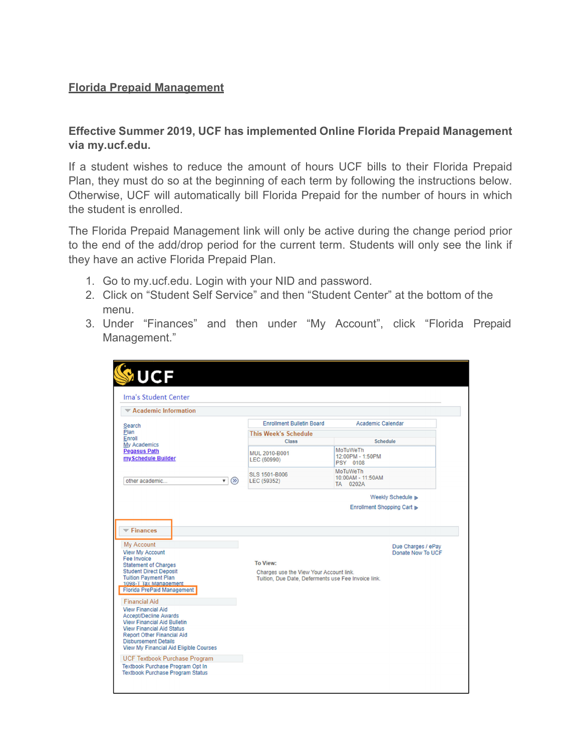## Florida Prepaid Management

**Effective Summer 2019, UCF has implemented Online Florida Prepaid Management via my.ucf.edu.**

If a student wishes to reduce the amount of hours UCF bills to their Florida Prepaid Plan, they must do so at the beginning of each term by following the instructions below. Otherwise, UCF will automatically bill Florida Prepaid for the number of hours in which the student is enrolled.

The Florida Prepaid Management link will only be active during the change period prior to the end of the add/drop period for the current term. Students will only see the link if they have an active Florida Prepaid Plan.

1. Go to my.ucf.edu. Login with your NID and password.
2. Click on "Student Self Service" and then "Student Center" at the bottom of the menu.
3. Under "Finances" and then under "My Account", click "Florida Prepaid Management."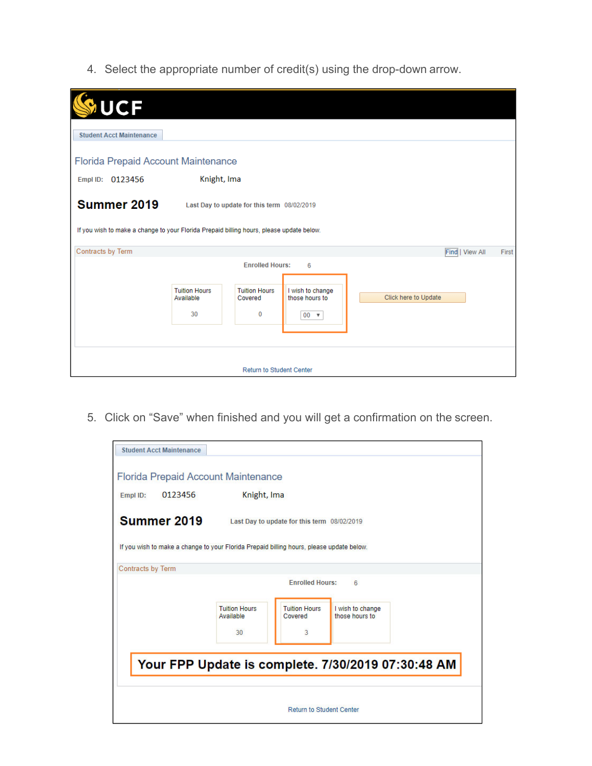4. Select the appropriate number of credit(s) using the drop-down arrow.

UCF

Student Acct Maintenance

Florida Prepaid Account Maintenance

Empl ID: 0123456 Knight, Ima

**Summer 2019** Last Day to update for this term 08/02/2019

If you wish to make a change to your Florida Prepaid billing hours, please update below.

Contracts by Term Find | View All First

Enrolled Hours: 6

| Tuition Hours Available | Tuition Hours Covered | I wish to change those hours to |
|---|---|---|
| 30 | 0 | 00 ▼ |

Click here to Update

Return to Student Center

5. Click on "Save" when finished and you will get a confirmation on the screen.

Student Acct Maintenance

Florida Prepaid Account Maintenance

Empl ID: 0123456 Knight, Ima

**Summer 2019** Last Day to update for this term 08/02/2019

If you wish to make a change to your Florida Prepaid billing hours, please update below.

Contracts by Term

Enrolled Hours: 6

| Tuition Hours Available | Tuition Hours Covered | I wish to change those hours to |
|---|---|---|
| 30 | 3 | |

**Your FPP Update is complete. 7/30/2019 07:30:48 AM**

Return to Student Center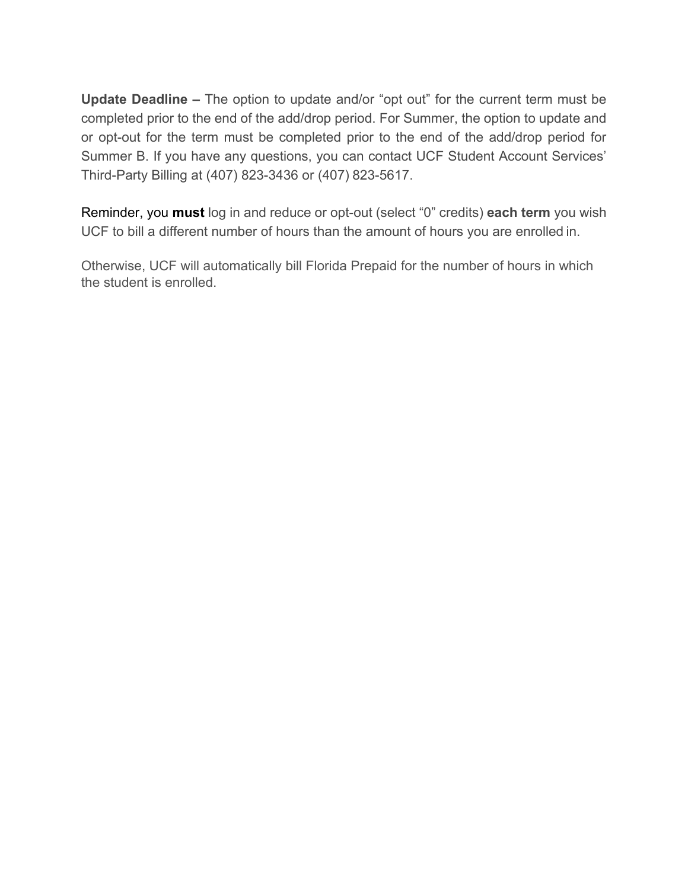**Update Deadline –** The option to update and/or "opt out" for the current term must be completed prior to the end of the add/drop period. For Summer, the option to update and or opt-out for the term must be completed prior to the end of the add/drop period for Summer B. If you have any questions, you can contact UCF Student Account Services' Third-Party Billing at (407) 823-3436 or (407) 823-5617.

Reminder, you **must** log in and reduce or opt-out (select "0" credits) **each term** you wish UCF to bill a different number of hours than the amount of hours you are enrolled in.

Otherwise, UCF will automatically bill Florida Prepaid for the number of hours in which the student is enrolled.